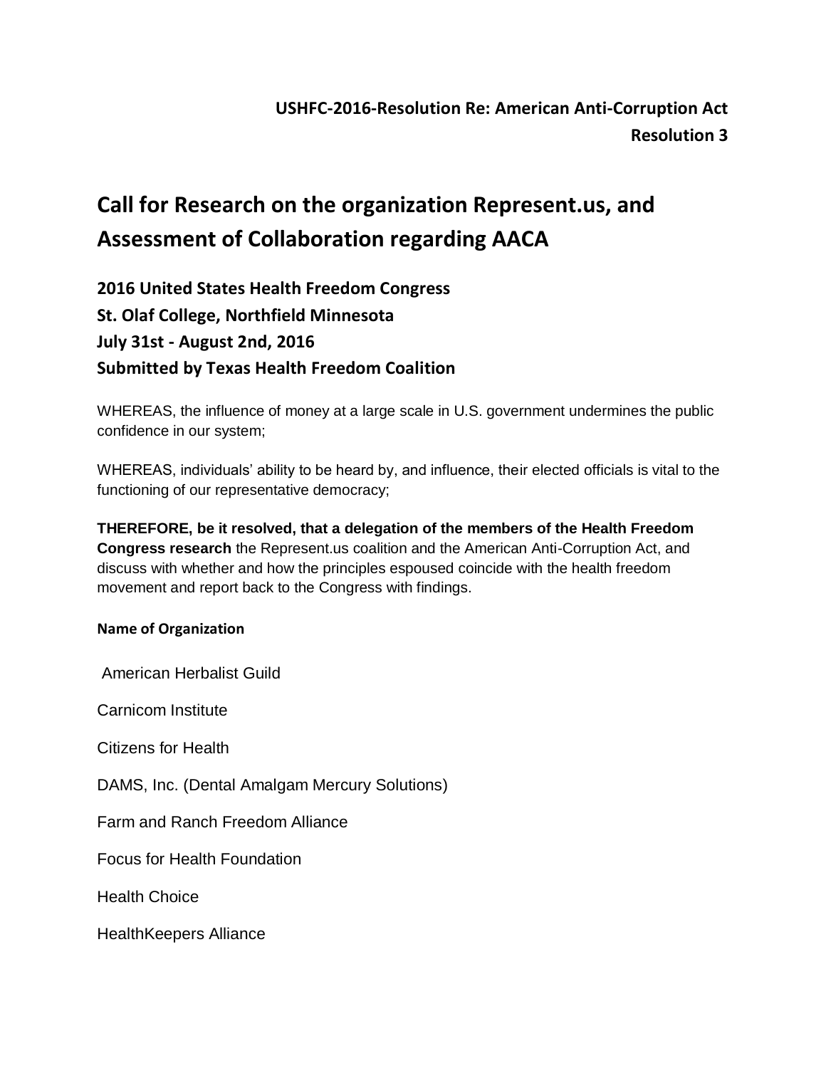**USHFC-2016-Resolution Re: American Anti-Corruption Act**
**Resolution 3**

# Call for Research on the organization Represent.us, and Assessment of Collaboration regarding AACA

**2016 United States Health Freedom Congress**
**St. Olaf College, Northfield Minnesota**
**July 31st - August 2nd, 2016**
**Submitted by Texas Health Freedom Coalition**

WHEREAS, the influence of money at a large scale in U.S. government undermines the public confidence in our system;

WHEREAS, individuals' ability to be heard by, and influence, their elected officials is vital to the functioning of our representative democracy;

**THEREFORE, be it resolved, that a delegation of the members of the Health Freedom Congress research** the Represent.us coalition and the American Anti-Corruption Act, and discuss with whether and how the principles espoused coincide with the health freedom movement and report back to the Congress with findings.

**Name of Organization**

American Herbalist Guild

Carnicom Institute

Citizens for Health

DAMS, Inc. (Dental Amalgam Mercury Solutions)

Farm and Ranch Freedom Alliance

Focus for Health Foundation

Health Choice

HealthKeepers Alliance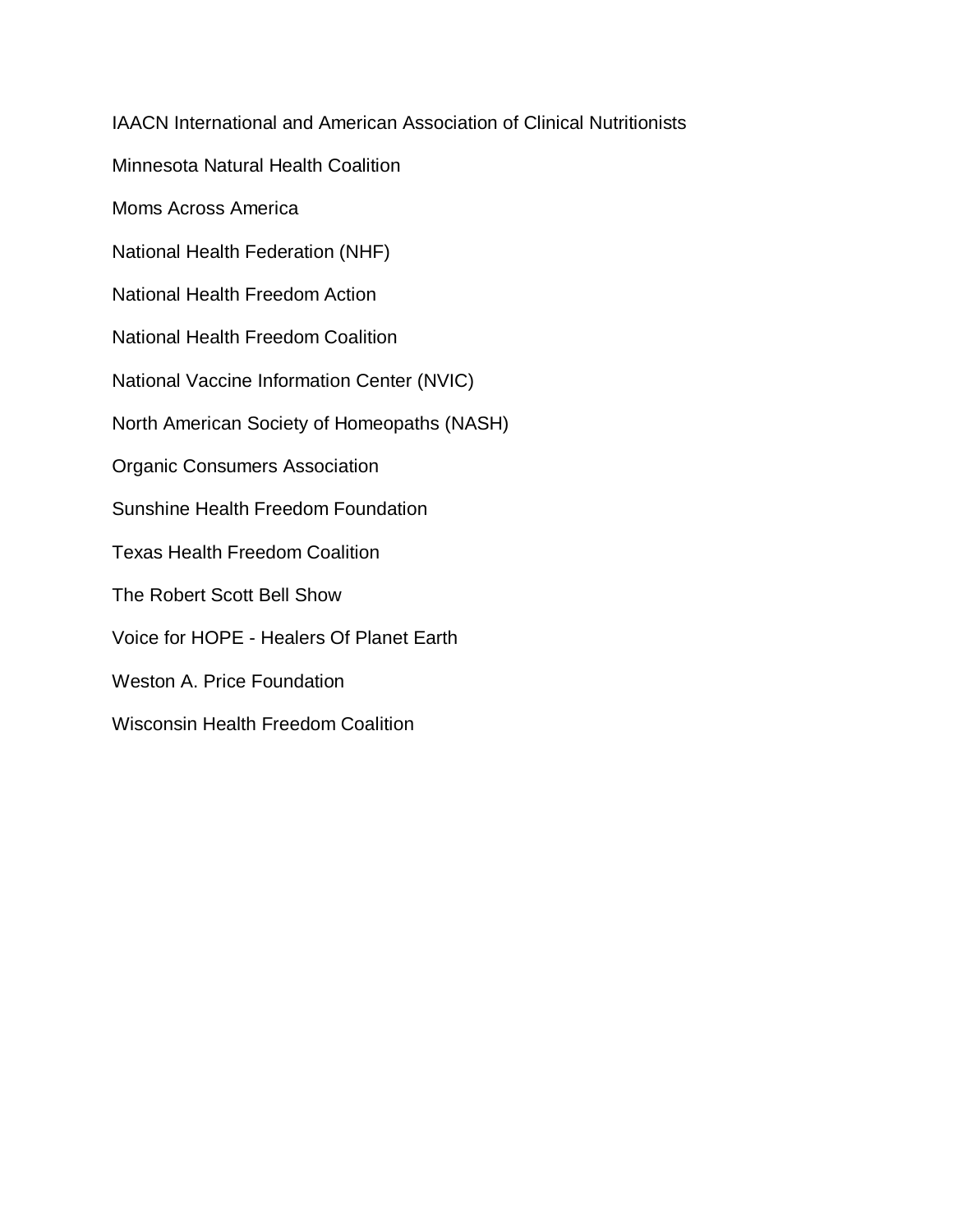IAACN International and American Association of Clinical Nutritionists

Minnesota Natural Health Coalition

Moms Across America

National Health Federation (NHF)

National Health Freedom Action

National Health Freedom Coalition

National Vaccine Information Center (NVIC)

North American Society of Homeopaths (NASH)

Organic Consumers Association

Sunshine Health Freedom Foundation

Texas Health Freedom Coalition

The Robert Scott Bell Show

Voice for HOPE - Healers Of Planet Earth

Weston A. Price Foundation

Wisconsin Health Freedom Coalition